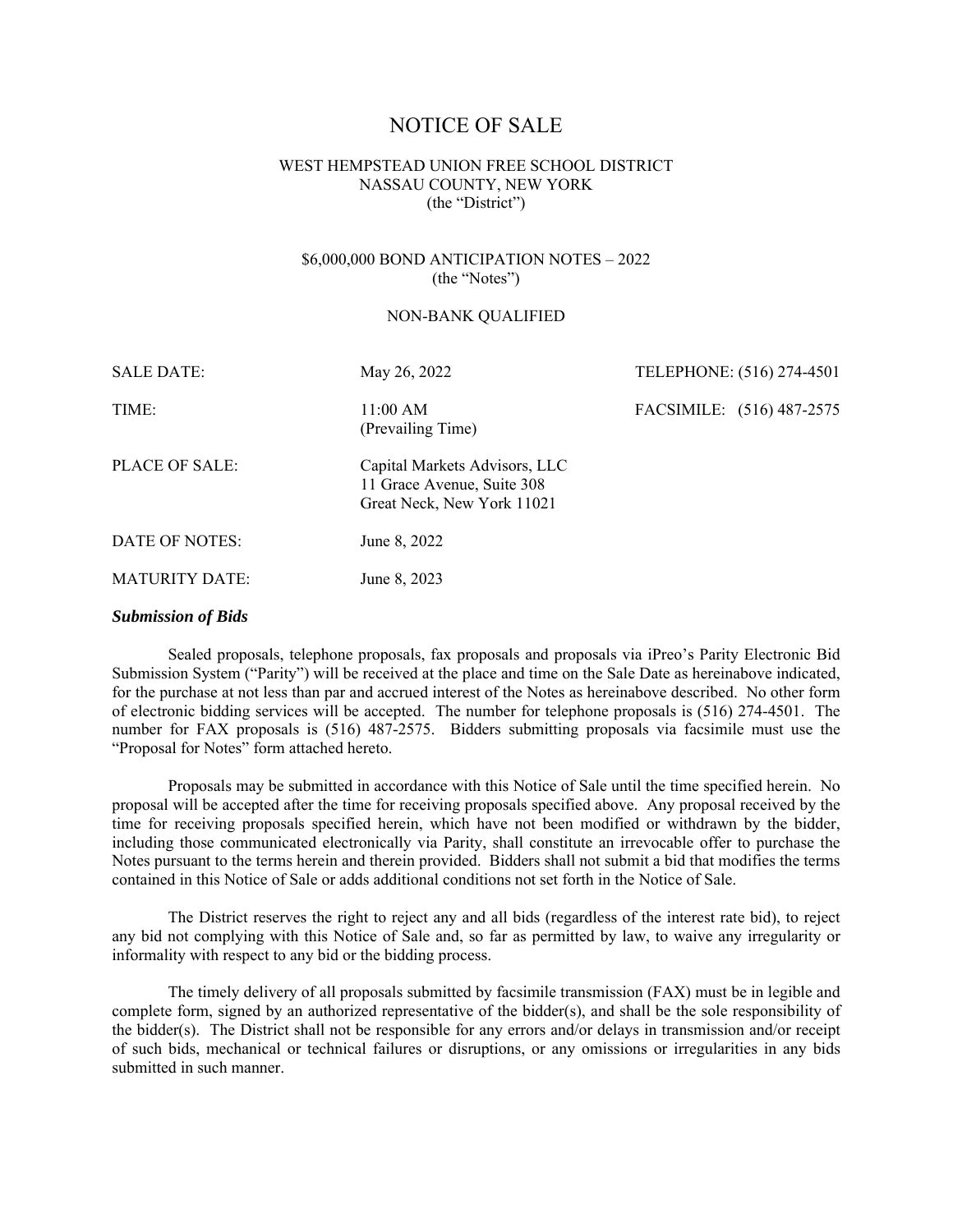# NOTICE OF SALE

WEST HEMPSTEAD UNION FREE SCHOOL DISTRICT
NASSAU COUNTY, NEW YORK
(the "District")

$6,000,000 BOND ANTICIPATION NOTES – 2022
(the "Notes")

NON-BANK QUALIFIED

| | | |
|---|---|---|
| SALE DATE: | May 26, 2022 | TELEPHONE: (516) 274-4501 |
| TIME: | 11:00 AM (Prevailing Time) | FACSIMILE: (516) 487-2575 |
| PLACE OF SALE: | Capital Markets Advisors, LLC<br>11 Grace Avenue, Suite 308<br>Great Neck, New York 11021 | |
| DATE OF NOTES: | June 8, 2022 | |
| MATURITY DATE: | June 8, 2023 | |

***Submission of Bids***

Sealed proposals, telephone proposals, fax proposals and proposals via iPreo's Parity Electronic Bid Submission System ("Parity") will be received at the place and time on the Sale Date as hereinabove indicated, for the purchase at not less than par and accrued interest of the Notes as hereinabove described. No other form of electronic bidding services will be accepted. The number for telephone proposals is (516) 274-4501. The number for FAX proposals is (516) 487-2575. Bidders submitting proposals via facsimile must use the "Proposal for Notes" form attached hereto.

Proposals may be submitted in accordance with this Notice of Sale until the time specified herein. No proposal will be accepted after the time for receiving proposals specified above. Any proposal received by the time for receiving proposals specified herein, which have not been modified or withdrawn by the bidder, including those communicated electronically via Parity, shall constitute an irrevocable offer to purchase the Notes pursuant to the terms herein and therein provided. Bidders shall not submit a bid that modifies the terms contained in this Notice of Sale or adds additional conditions not set forth in the Notice of Sale.

The District reserves the right to reject any and all bids (regardless of the interest rate bid), to reject any bid not complying with this Notice of Sale and, so far as permitted by law, to waive any irregularity or informality with respect to any bid or the bidding process.

The timely delivery of all proposals submitted by facsimile transmission (FAX) must be in legible and complete form, signed by an authorized representative of the bidder(s), and shall be the sole responsibility of the bidder(s). The District shall not be responsible for any errors and/or delays in transmission and/or receipt of such bids, mechanical or technical failures or disruptions, or any omissions or irregularities in any bids submitted in such manner.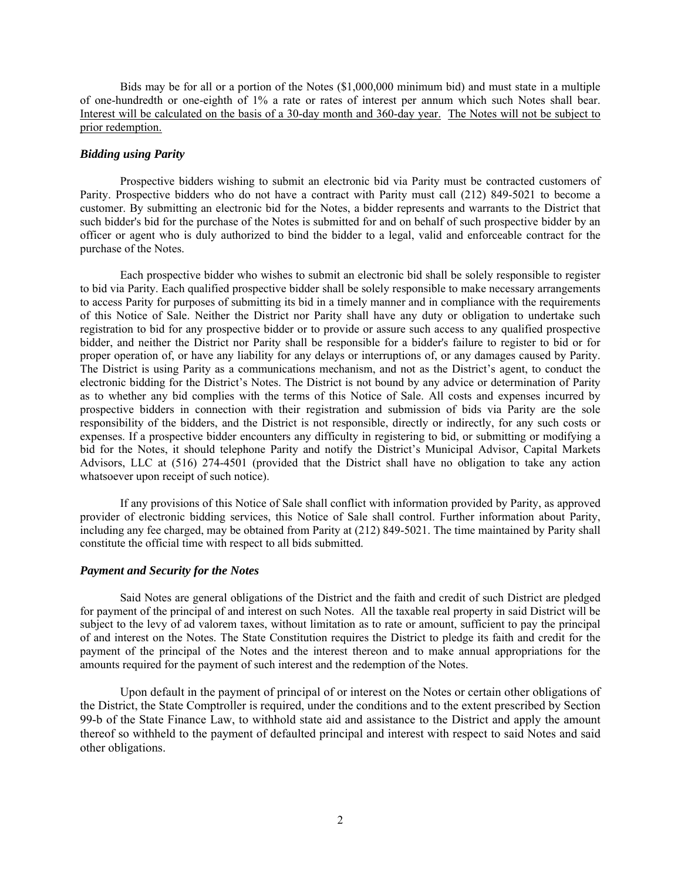Bids may be for all or a portion of the Notes ($1,000,000 minimum bid) and must state in a multiple of one-hundredth or one-eighth of 1% a rate or rates of interest per annum which such Notes shall bear. <u>Interest will be calculated on the basis of a 30-day month and 360-day year.</u> <u>The Notes will not be subject to prior redemption.</u>

### *Bidding using Parity*

Prospective bidders wishing to submit an electronic bid via Parity must be contracted customers of Parity. Prospective bidders who do not have a contract with Parity must call (212) 849-5021 to become a customer. By submitting an electronic bid for the Notes, a bidder represents and warrants to the District that such bidder's bid for the purchase of the Notes is submitted for and on behalf of such prospective bidder by an officer or agent who is duly authorized to bind the bidder to a legal, valid and enforceable contract for the purchase of the Notes.

Each prospective bidder who wishes to submit an electronic bid shall be solely responsible to register to bid via Parity. Each qualified prospective bidder shall be solely responsible to make necessary arrangements to access Parity for purposes of submitting its bid in a timely manner and in compliance with the requirements of this Notice of Sale. Neither the District nor Parity shall have any duty or obligation to undertake such registration to bid for any prospective bidder or to provide or assure such access to any qualified prospective bidder, and neither the District nor Parity shall be responsible for a bidder's failure to register to bid or for proper operation of, or have any liability for any delays or interruptions of, or any damages caused by Parity. The District is using Parity as a communications mechanism, and not as the District's agent, to conduct the electronic bidding for the District's Notes. The District is not bound by any advice or determination of Parity as to whether any bid complies with the terms of this Notice of Sale. All costs and expenses incurred by prospective bidders in connection with their registration and submission of bids via Parity are the sole responsibility of the bidders, and the District is not responsible, directly or indirectly, for any such costs or expenses. If a prospective bidder encounters any difficulty in registering to bid, or submitting or modifying a bid for the Notes, it should telephone Parity and notify the District's Municipal Advisor, Capital Markets Advisors, LLC at (516) 274-4501 (provided that the District shall have no obligation to take any action whatsoever upon receipt of such notice).

If any provisions of this Notice of Sale shall conflict with information provided by Parity, as approved provider of electronic bidding services, this Notice of Sale shall control. Further information about Parity, including any fee charged, may be obtained from Parity at (212) 849-5021. The time maintained by Parity shall constitute the official time with respect to all bids submitted.

### *Payment and Security for the Notes*

Said Notes are general obligations of the District and the faith and credit of such District are pledged for payment of the principal of and interest on such Notes. All the taxable real property in said District will be subject to the levy of ad valorem taxes, without limitation as to rate or amount, sufficient to pay the principal of and interest on the Notes. The State Constitution requires the District to pledge its faith and credit for the payment of the principal of the Notes and the interest thereon and to make annual appropriations for the amounts required for the payment of such interest and the redemption of the Notes.

Upon default in the payment of principal of or interest on the Notes or certain other obligations of the District, the State Comptroller is required, under the conditions and to the extent prescribed by Section 99-b of the State Finance Law, to withhold state aid and assistance to the District and apply the amount thereof so withheld to the payment of defaulted principal and interest with respect to said Notes and said other obligations.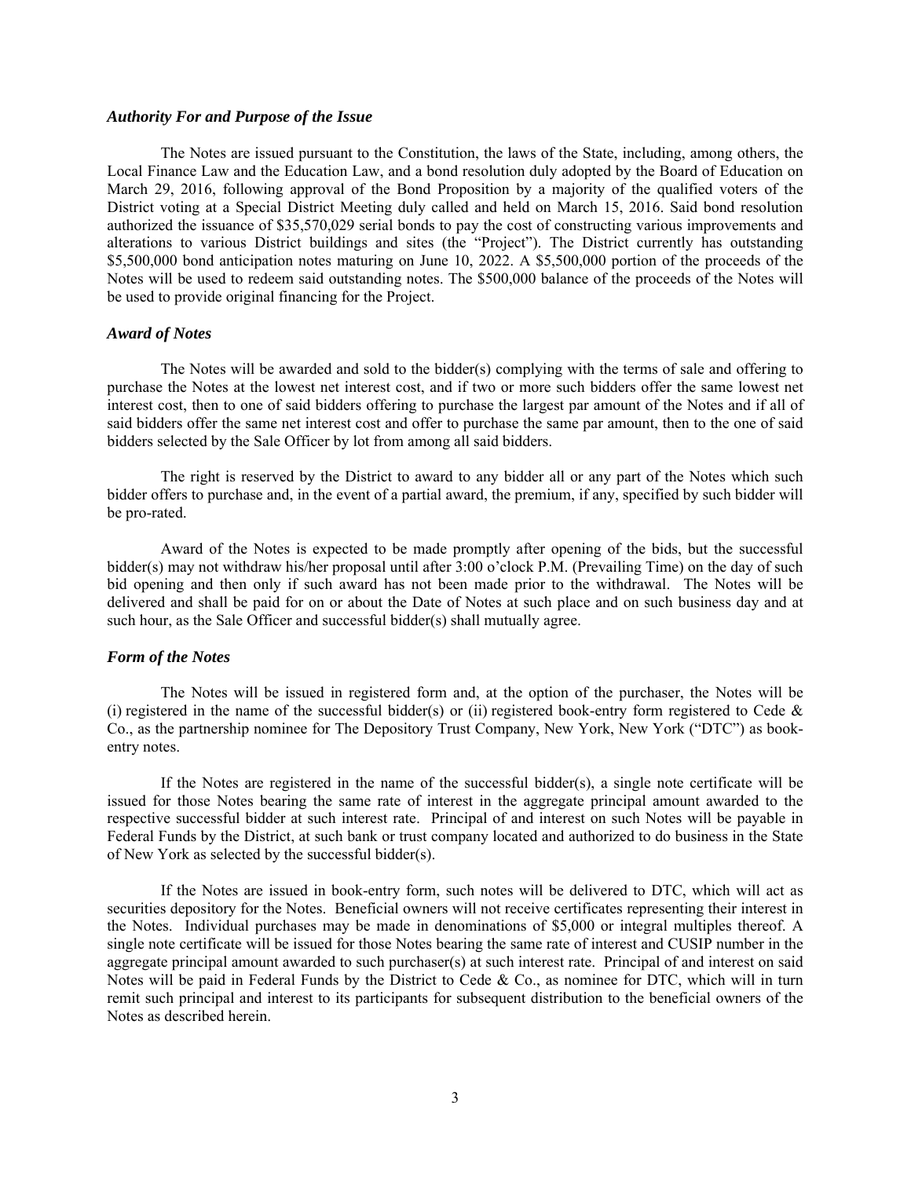### *Authority For and Purpose of the Issue*

The Notes are issued pursuant to the Constitution, the laws of the State, including, among others, the Local Finance Law and the Education Law, and a bond resolution duly adopted by the Board of Education on March 29, 2016, following approval of the Bond Proposition by a majority of the qualified voters of the District voting at a Special District Meeting duly called and held on March 15, 2016. Said bond resolution authorized the issuance of $35,570,029 serial bonds to pay the cost of constructing various improvements and alterations to various District buildings and sites (the "Project"). The District currently has outstanding $5,500,000 bond anticipation notes maturing on June 10, 2022. A $5,500,000 portion of the proceeds of the Notes will be used to redeem said outstanding notes. The $500,000 balance of the proceeds of the Notes will be used to provide original financing for the Project.

### *Award of Notes*

The Notes will be awarded and sold to the bidder(s) complying with the terms of sale and offering to purchase the Notes at the lowest net interest cost, and if two or more such bidders offer the same lowest net interest cost, then to one of said bidders offering to purchase the largest par amount of the Notes and if all of said bidders offer the same net interest cost and offer to purchase the same par amount, then to the one of said bidders selected by the Sale Officer by lot from among all said bidders.

The right is reserved by the District to award to any bidder all or any part of the Notes which such bidder offers to purchase and, in the event of a partial award, the premium, if any, specified by such bidder will be pro-rated.

Award of the Notes is expected to be made promptly after opening of the bids, but the successful bidder(s) may not withdraw his/her proposal until after 3:00 o'clock P.M. (Prevailing Time) on the day of such bid opening and then only if such award has not been made prior to the withdrawal. The Notes will be delivered and shall be paid for on or about the Date of Notes at such place and on such business day and at such hour, as the Sale Officer and successful bidder(s) shall mutually agree.

### *Form of the Notes*

The Notes will be issued in registered form and, at the option of the purchaser, the Notes will be (i) registered in the name of the successful bidder(s) or (ii) registered book-entry form registered to Cede & Co., as the partnership nominee for The Depository Trust Company, New York, New York ("DTC") as book-entry notes.

If the Notes are registered in the name of the successful bidder(s), a single note certificate will be issued for those Notes bearing the same rate of interest in the aggregate principal amount awarded to the respective successful bidder at such interest rate. Principal of and interest on such Notes will be payable in Federal Funds by the District, at such bank or trust company located and authorized to do business in the State of New York as selected by the successful bidder(s).

If the Notes are issued in book-entry form, such notes will be delivered to DTC, which will act as securities depository for the Notes. Beneficial owners will not receive certificates representing their interest in the Notes. Individual purchases may be made in denominations of $5,000 or integral multiples thereof. A single note certificate will be issued for those Notes bearing the same rate of interest and CUSIP number in the aggregate principal amount awarded to such purchaser(s) at such interest rate. Principal of and interest on said Notes will be paid in Federal Funds by the District to Cede & Co., as nominee for DTC, which will in turn remit such principal and interest to its participants for subsequent distribution to the beneficial owners of the Notes as described herein.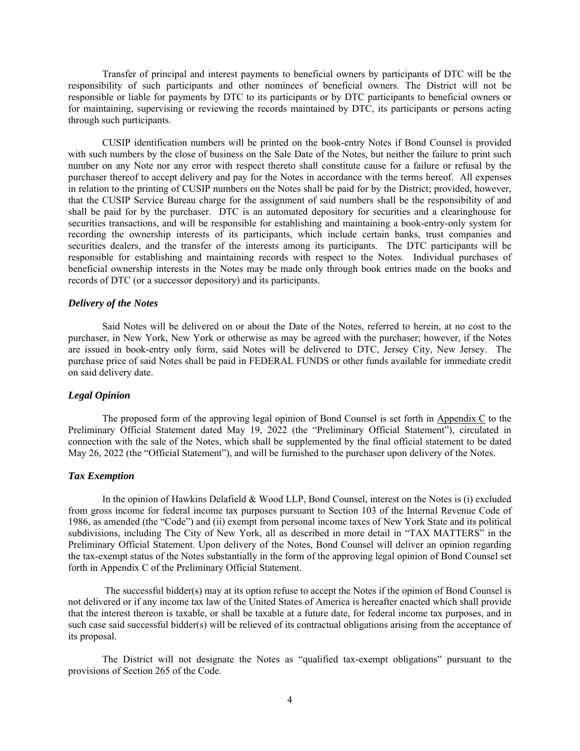Transfer of principal and interest payments to beneficial owners by participants of DTC will be the responsibility of such participants and other nominees of beneficial owners. The District will not be responsible or liable for payments by DTC to its participants or by DTC participants to beneficial owners or for maintaining, supervising or reviewing the records maintained by DTC, its participants or persons acting through such participants.

CUSIP identification numbers will be printed on the book-entry Notes if Bond Counsel is provided with such numbers by the close of business on the Sale Date of the Notes, but neither the failure to print such number on any Note nor any error with respect thereto shall constitute cause for a failure or refusal by the purchaser thereof to accept delivery and pay for the Notes in accordance with the terms hereof. All expenses in relation to the printing of CUSIP numbers on the Notes shall be paid for by the District; provided, however, that the CUSIP Service Bureau charge for the assignment of said numbers shall be the responsibility of and shall be paid for by the purchaser. DTC is an automated depository for securities and a clearinghouse for securities transactions, and will be responsible for establishing and maintaining a book-entry-only system for recording the ownership interests of its participants, which include certain banks, trust companies and securities dealers, and the transfer of the interests among its participants. The DTC participants will be responsible for establishing and maintaining records with respect to the Notes. Individual purchases of beneficial ownership interests in the Notes may be made only through book entries made on the books and records of DTC (or a successor depository) and its participants.

### *Delivery of the Notes*

Said Notes will be delivered on or about the Date of the Notes, referred to herein, at no cost to the purchaser, in New York, New York or otherwise as may be agreed with the purchaser; however, if the Notes are issued in book-entry only form, said Notes will be delivered to DTC, Jersey City, New Jersey. The purchase price of said Notes shall be paid in FEDERAL FUNDS or other funds available for immediate credit on said delivery date.

### *Legal Opinion*

The proposed form of the approving legal opinion of Bond Counsel is set forth in Appendix C to the Preliminary Official Statement dated May 19, 2022 (the "Preliminary Official Statement"), circulated in connection with the sale of the Notes, which shall be supplemented by the final official statement to be dated May 26, 2022 (the "Official Statement"), and will be furnished to the purchaser upon delivery of the Notes.

### *Tax Exemption*

In the opinion of Hawkins Delafield & Wood LLP, Bond Counsel, interest on the Notes is (i) excluded from gross income for federal income tax purposes pursuant to Section 103 of the Internal Revenue Code of 1986, as amended (the "Code") and (ii) exempt from personal income taxes of New York State and its political subdivisions, including The City of New York, all as described in more detail in "TAX MATTERS" in the Preliminary Official Statement. Upon delivery of the Notes, Bond Counsel will deliver an opinion regarding the tax-exempt status of the Notes substantially in the form of the approving legal opinion of Bond Counsel set forth in Appendix C of the Preliminary Official Statement.

The successful bidder(s) may at its option refuse to accept the Notes if the opinion of Bond Counsel is not delivered or if any income tax law of the United States of America is hereafter enacted which shall provide that the interest thereon is taxable, or shall be taxable at a future date, for federal income tax purposes, and in such case said successful bidder(s) will be relieved of its contractual obligations arising from the acceptance of its proposal.

The District will not designate the Notes as "qualified tax-exempt obligations" pursuant to the provisions of Section 265 of the Code.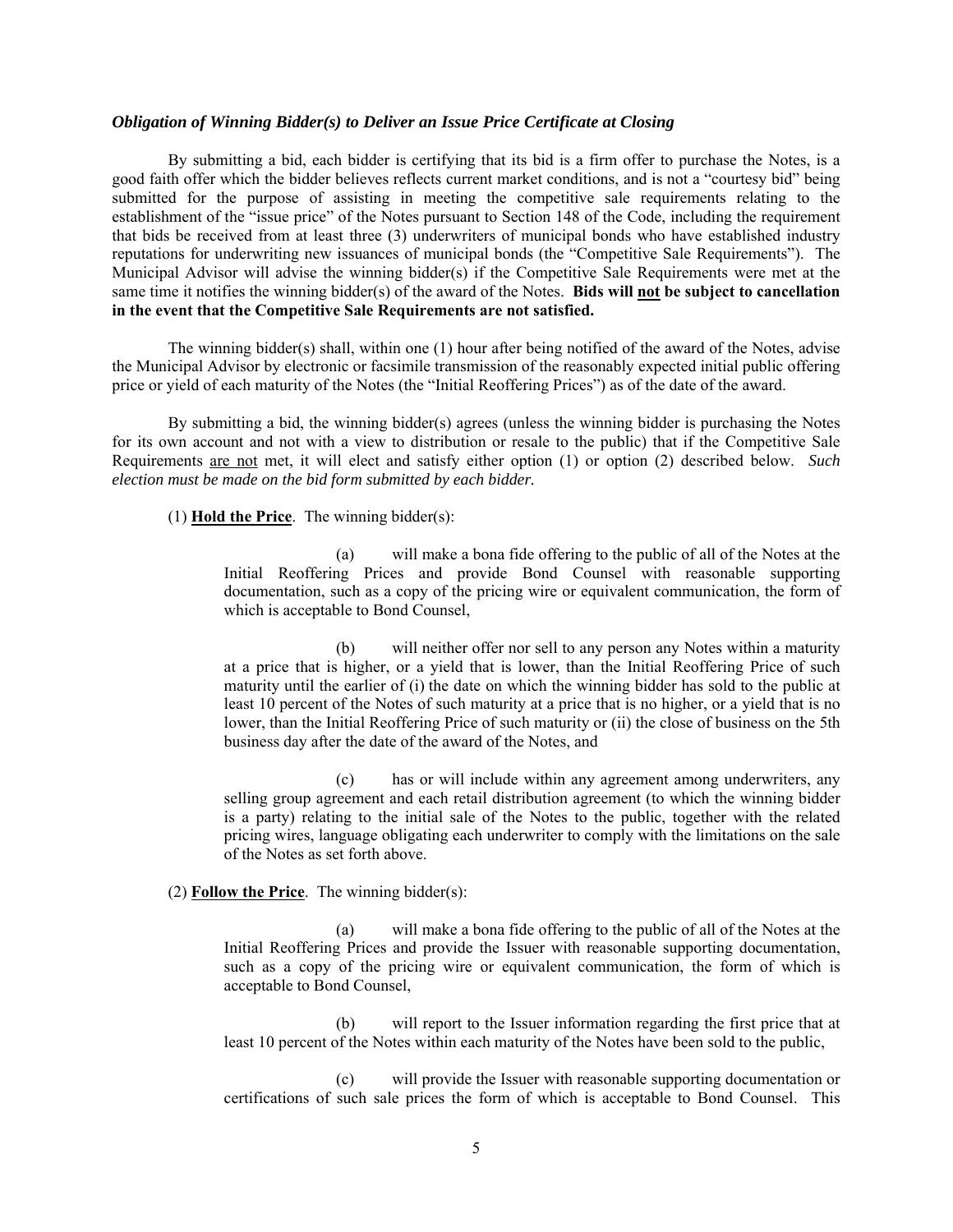***Obligation of Winning Bidder(s) to Deliver an Issue Price Certificate at Closing***

By submitting a bid, each bidder is certifying that its bid is a firm offer to purchase the Notes, is a good faith offer which the bidder believes reflects current market conditions, and is not a "courtesy bid" being submitted for the purpose of assisting in meeting the competitive sale requirements relating to the establishment of the "issue price" of the Notes pursuant to Section 148 of the Code, including the requirement that bids be received from at least three (3) underwriters of municipal bonds who have established industry reputations for underwriting new issuances of municipal bonds (the "Competitive Sale Requirements"). The Municipal Advisor will advise the winning bidder(s) if the Competitive Sale Requirements were met at the same time it notifies the winning bidder(s) of the award of the Notes. **Bids will <u>not</u> be subject to cancellation in the event that the Competitive Sale Requirements are not satisfied.**

The winning bidder(s) shall, within one (1) hour after being notified of the award of the Notes, advise the Municipal Advisor by electronic or facsimile transmission of the reasonably expected initial public offering price or yield of each maturity of the Notes (the "Initial Reoffering Prices") as of the date of the award.

By submitting a bid, the winning bidder(s) agrees (unless the winning bidder is purchasing the Notes for its own account and not with a view to distribution or resale to the public) that if the Competitive Sale Requirements <u>are not</u> met, it will elect and satisfy either option (1) or option (2) described below. *Such election must be made on the bid form submitted by each bidder.*

(1) **<u>Hold the Price</u>**. The winning bidder(s):

> (a) will make a bona fide offering to the public of all of the Notes at the Initial Reoffering Prices and provide Bond Counsel with reasonable supporting documentation, such as a copy of the pricing wire or equivalent communication, the form of which is acceptable to Bond Counsel,
>
> (b) will neither offer nor sell to any person any Notes within a maturity at a price that is higher, or a yield that is lower, than the Initial Reoffering Price of such maturity until the earlier of (i) the date on which the winning bidder has sold to the public at least 10 percent of the Notes of such maturity at a price that is no higher, or a yield that is no lower, than the Initial Reoffering Price of such maturity or (ii) the close of business on the 5th business day after the date of the award of the Notes, and
>
> (c) has or will include within any agreement among underwriters, any selling group agreement and each retail distribution agreement (to which the winning bidder is a party) relating to the initial sale of the Notes to the public, together with the related pricing wires, language obligating each underwriter to comply with the limitations on the sale of the Notes as set forth above.

(2) **<u>Follow the Price</u>**. The winning bidder(s):

> (a) will make a bona fide offering to the public of all of the Notes at the Initial Reoffering Prices and provide the Issuer with reasonable supporting documentation, such as a copy of the pricing wire or equivalent communication, the form of which is acceptable to Bond Counsel,
>
> (b) will report to the Issuer information regarding the first price that at least 10 percent of the Notes within each maturity of the Notes have been sold to the public,
>
> (c) will provide the Issuer with reasonable supporting documentation or certifications of such sale prices the form of which is acceptable to Bond Counsel. This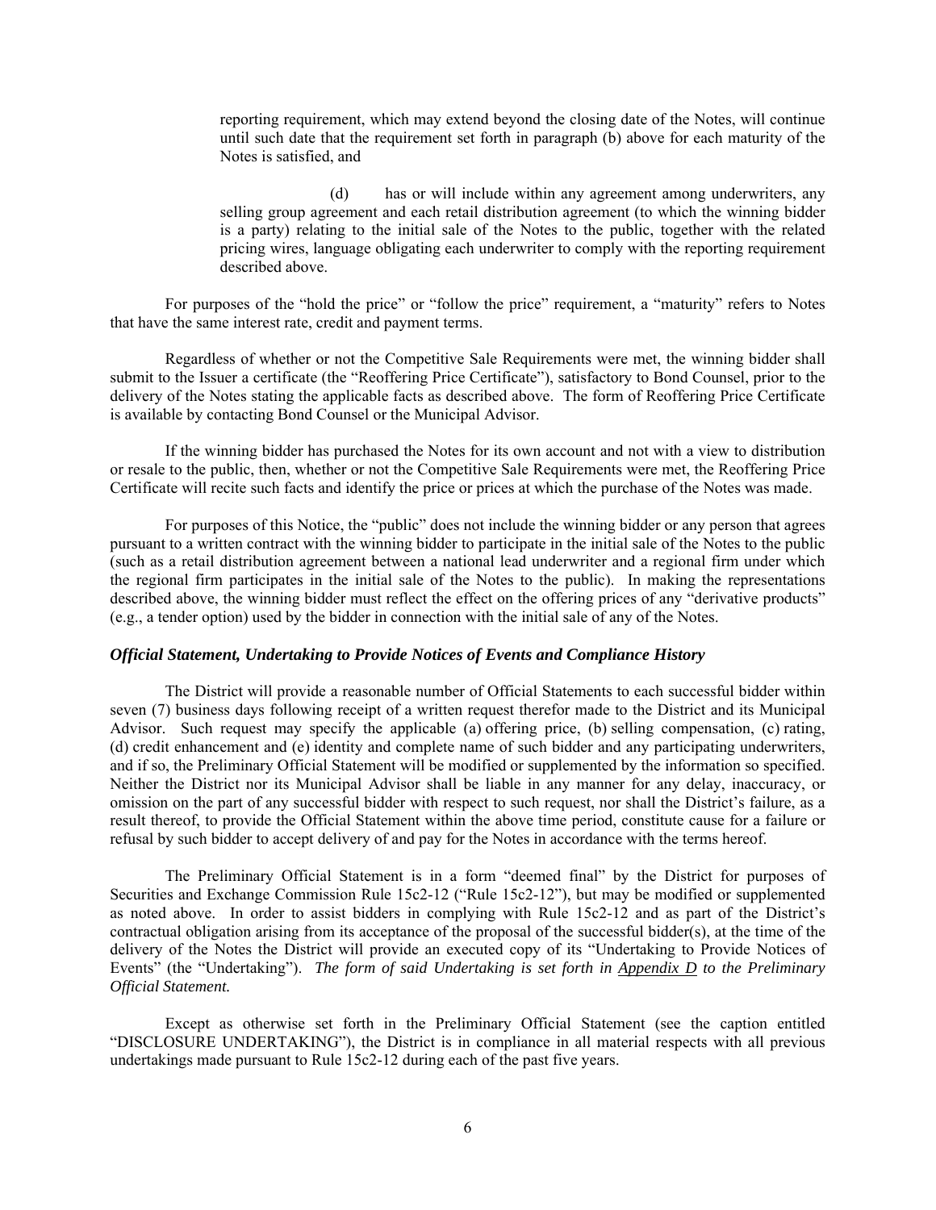reporting requirement, which may extend beyond the closing date of the Notes, will continue until such date that the requirement set forth in paragraph (b) above for each maturity of the Notes is satisfied, and

(d) has or will include within any agreement among underwriters, any selling group agreement and each retail distribution agreement (to which the winning bidder is a party) relating to the initial sale of the Notes to the public, together with the related pricing wires, language obligating each underwriter to comply with the reporting requirement described above.

For purposes of the "hold the price" or "follow the price" requirement, a "maturity" refers to Notes that have the same interest rate, credit and payment terms.

Regardless of whether or not the Competitive Sale Requirements were met, the winning bidder shall submit to the Issuer a certificate (the "Reoffering Price Certificate"), satisfactory to Bond Counsel, prior to the delivery of the Notes stating the applicable facts as described above. The form of Reoffering Price Certificate is available by contacting Bond Counsel or the Municipal Advisor.

If the winning bidder has purchased the Notes for its own account and not with a view to distribution or resale to the public, then, whether or not the Competitive Sale Requirements were met, the Reoffering Price Certificate will recite such facts and identify the price or prices at which the purchase of the Notes was made.

For purposes of this Notice, the "public" does not include the winning bidder or any person that agrees pursuant to a written contract with the winning bidder to participate in the initial sale of the Notes to the public (such as a retail distribution agreement between a national lead underwriter and a regional firm under which the regional firm participates in the initial sale of the Notes to the public). In making the representations described above, the winning bidder must reflect the effect on the offering prices of any "derivative products" (e.g., a tender option) used by the bidder in connection with the initial sale of any of the Notes.

### *Official Statement, Undertaking to Provide Notices of Events and Compliance History*

The District will provide a reasonable number of Official Statements to each successful bidder within seven (7) business days following receipt of a written request therefor made to the District and its Municipal Advisor. Such request may specify the applicable (a) offering price, (b) selling compensation, (c) rating, (d) credit enhancement and (e) identity and complete name of such bidder and any participating underwriters, and if so, the Preliminary Official Statement will be modified or supplemented by the information so specified. Neither the District nor its Municipal Advisor shall be liable in any manner for any delay, inaccuracy, or omission on the part of any successful bidder with respect to such request, nor shall the District's failure, as a result thereof, to provide the Official Statement within the above time period, constitute cause for a failure or refusal by such bidder to accept delivery of and pay for the Notes in accordance with the terms hereof.

The Preliminary Official Statement is in a form "deemed final" by the District for purposes of Securities and Exchange Commission Rule 15c2-12 ("Rule 15c2-12"), but may be modified or supplemented as noted above. In order to assist bidders in complying with Rule 15c2-12 and as part of the District's contractual obligation arising from its acceptance of the proposal of the successful bidder(s), at the time of the delivery of the Notes the District will provide an executed copy of its "Undertaking to Provide Notices of Events" (the "Undertaking"). *The form of said Undertaking is set forth in Appendix D to the Preliminary Official Statement.*

Except as otherwise set forth in the Preliminary Official Statement (see the caption entitled "DISCLOSURE UNDERTAKING"), the District is in compliance in all material respects with all previous undertakings made pursuant to Rule 15c2-12 during each of the past five years.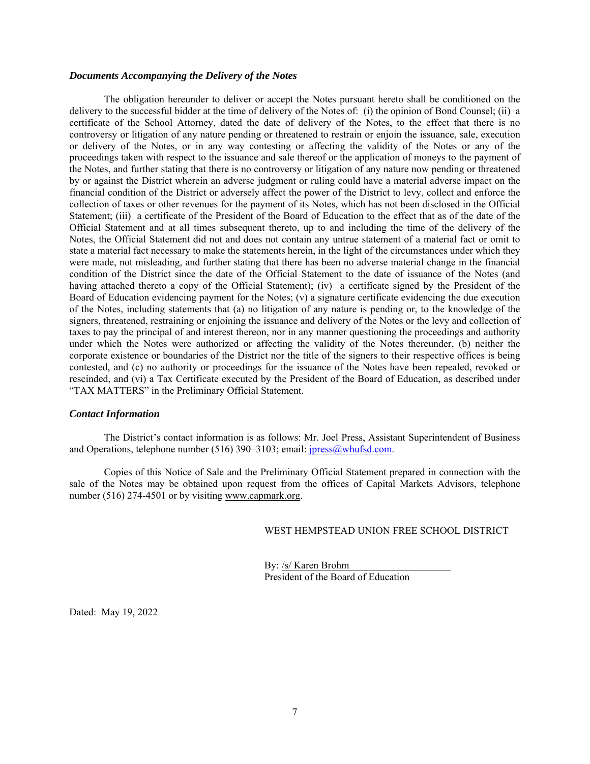### *Documents Accompanying the Delivery of the Notes*

The obligation hereunder to deliver or accept the Notes pursuant hereto shall be conditioned on the delivery to the successful bidder at the time of delivery of the Notes of: (i) the opinion of Bond Counsel; (ii) a certificate of the School Attorney, dated the date of delivery of the Notes, to the effect that there is no controversy or litigation of any nature pending or threatened to restrain or enjoin the issuance, sale, execution or delivery of the Notes, or in any way contesting or affecting the validity of the Notes or any of the proceedings taken with respect to the issuance and sale thereof or the application of moneys to the payment of the Notes, and further stating that there is no controversy or litigation of any nature now pending or threatened by or against the District wherein an adverse judgment or ruling could have a material adverse impact on the financial condition of the District or adversely affect the power of the District to levy, collect and enforce the collection of taxes or other revenues for the payment of its Notes, which has not been disclosed in the Official Statement; (iii) a certificate of the President of the Board of Education to the effect that as of the date of the Official Statement and at all times subsequent thereto, up to and including the time of the delivery of the Notes, the Official Statement did not and does not contain any untrue statement of a material fact or omit to state a material fact necessary to make the statements herein, in the light of the circumstances under which they were made, not misleading, and further stating that there has been no adverse material change in the financial condition of the District since the date of the Official Statement to the date of issuance of the Notes (and having attached thereto a copy of the Official Statement); (iv) a certificate signed by the President of the Board of Education evidencing payment for the Notes; (v) a signature certificate evidencing the due execution of the Notes, including statements that (a) no litigation of any nature is pending or, to the knowledge of the signers, threatened, restraining or enjoining the issuance and delivery of the Notes or the levy and collection of taxes to pay the principal of and interest thereon, nor in any manner questioning the proceedings and authority under which the Notes were authorized or affecting the validity of the Notes thereunder, (b) neither the corporate existence or boundaries of the District nor the title of the signers to their respective offices is being contested, and (c) no authority or proceedings for the issuance of the Notes have been repealed, revoked or rescinded, and (vi) a Tax Certificate executed by the President of the Board of Education, as described under "TAX MATTERS" in the Preliminary Official Statement.

### *Contact Information*

The District's contact information is as follows: Mr. Joel Press, Assistant Superintendent of Business and Operations, telephone number (516) 390–3103; email: jpress@whufsd.com.

Copies of this Notice of Sale and the Preliminary Official Statement prepared in connection with the sale of the Notes may be obtained upon request from the offices of Capital Markets Advisors, telephone number (516) 274-4501 or by visiting www.capmark.org.

WEST HEMPSTEAD UNION FREE SCHOOL DISTRICT

By: /s/ Karen Brohm
President of the Board of Education

Dated: May 19, 2022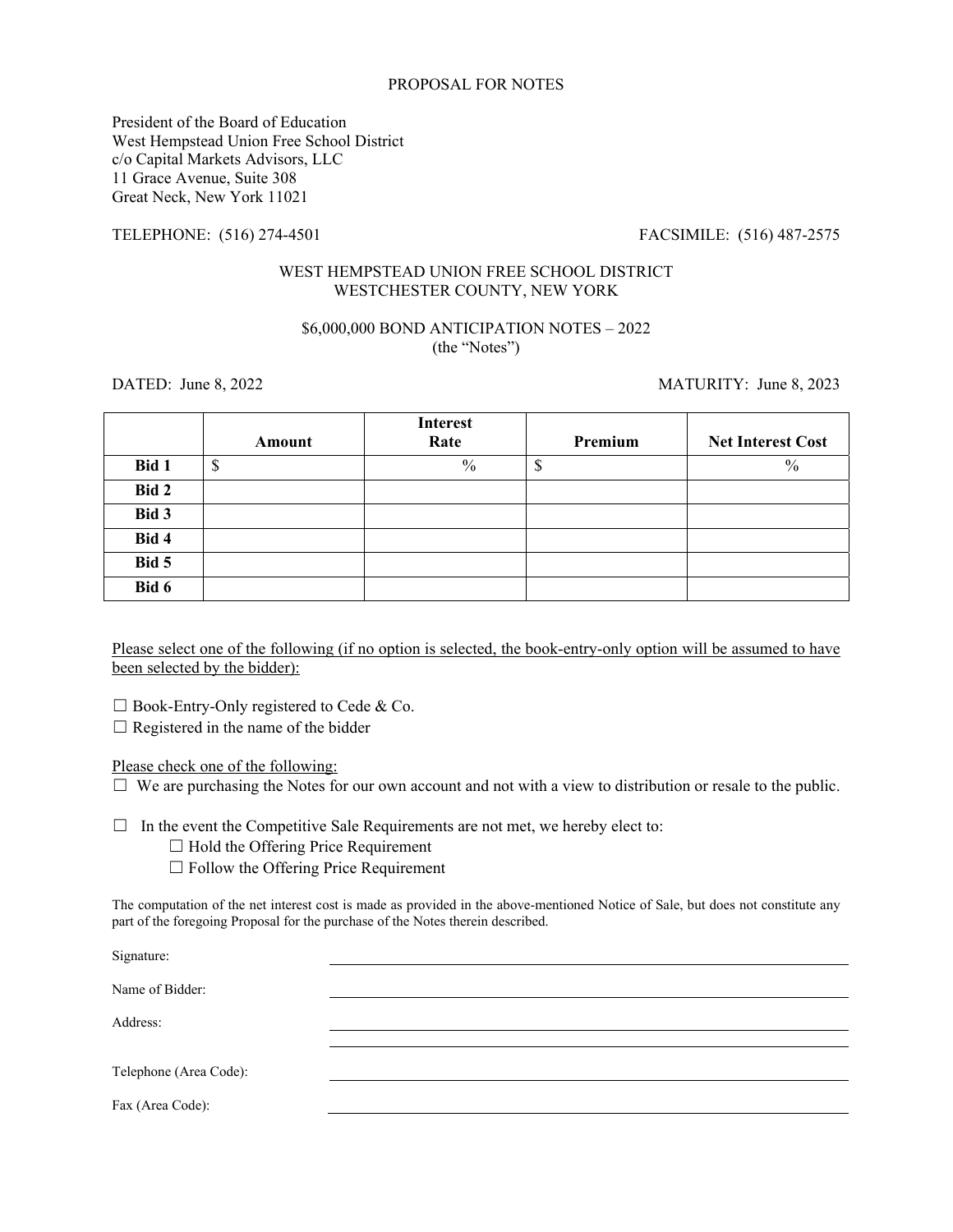PROPOSAL FOR NOTES

President of the Board of Education
West Hempstead Union Free School District
c/o Capital Markets Advisors, LLC
11 Grace Avenue, Suite 308
Great Neck, New York 11021

TELEPHONE: (516) 274-4501 FACSIMILE: (516) 487-2575

WEST HEMPSTEAD UNION FREE SCHOOL DISTRICT
WESTCHESTER COUNTY, NEW YORK

$6,000,000 BOND ANTICIPATION NOTES – 2022
(the "Notes")

DATED: June 8, 2022 MATURITY: June 8, 2023

| | Amount | Interest Rate | Premium | Net Interest Cost |
|---|---|---|---|---|
| **Bid 1** | $ | % | $ | % |
| **Bid 2** | | | | |
| **Bid 3** | | | | |
| **Bid 4** | | | | |
| **Bid 5** | | | | |
| **Bid 6** | | | | |

Please select one of the following (if no option is selected, the book-entry-only option will be assumed to have been selected by the bidder):

☐ Book-Entry-Only registered to Cede & Co.
☐ Registered in the name of the bidder

Please check one of the following:

☐ We are purchasing the Notes for our own account and not with a view to distribution or resale to the public.

☐ In the event the Competitive Sale Requirements are not met, we hereby elect to:
- ☐ Hold the Offering Price Requirement
- ☐ Follow the Offering Price Requirement

The computation of the net interest cost is made as provided in the above-mentioned Notice of Sale, but does not constitute any part of the foregoing Proposal for the purchase of the Notes therein described.

Signature: ______________________________

Name of Bidder: ______________________________

Address: ______________________________

______________________________

Telephone (Area Code): ______________________________

Fax (Area Code): ______________________________